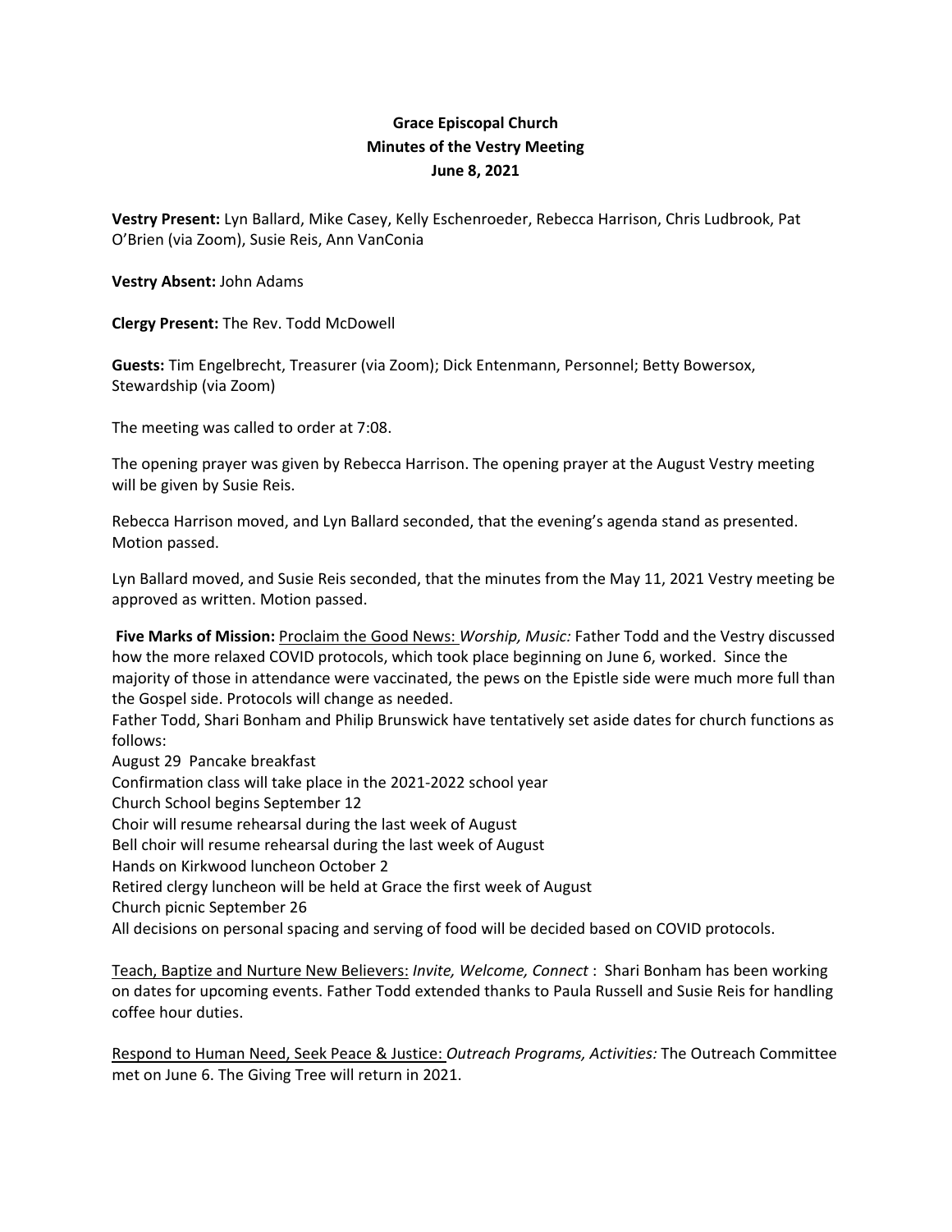**Grace Episcopal Church**
**Minutes of the Vestry Meeting**
**June 8, 2021**

**Vestry Present:** Lyn Ballard, Mike Casey, Kelly Eschenroeder, Rebecca Harrison, Chris Ludbrook, Pat O'Brien (via Zoom), Susie Reis, Ann VanConia

**Vestry Absent:** John Adams

**Clergy Present:** The Rev. Todd McDowell

**Guests:** Tim Engelbrecht, Treasurer (via Zoom); Dick Entenmann, Personnel; Betty Bowersox, Stewardship (via Zoom)

The meeting was called to order at 7:08.

The opening prayer was given by Rebecca Harrison. The opening prayer at the August Vestry meeting will be given by Susie Reis.

Rebecca Harrison moved, and Lyn Ballard seconded, that the evening's agenda stand as presented. Motion passed.

Lyn Ballard moved, and Susie Reis seconded, that the minutes from the May 11, 2021 Vestry meeting be approved as written. Motion passed.

**Five Marks of Mission:** <u>Proclaim the Good News:</u> *Worship, Music:* Father Todd and the Vestry discussed how the more relaxed COVID protocols, which took place beginning on June 6, worked. Since the majority of those in attendance were vaccinated, the pews on the Epistle side were much more full than the Gospel side. Protocols will change as needed.

Father Todd, Shari Bonham and Philip Brunswick have tentatively set aside dates for church functions as follows:

August 29 Pancake breakfast
Confirmation class will take place in the 2021-2022 school year
Church School begins September 12
Choir will resume rehearsal during the last week of August
Bell choir will resume rehearsal during the last week of August
Hands on Kirkwood luncheon October 2
Retired clergy luncheon will be held at Grace the first week of August
Church picnic September 26
All decisions on personal spacing and serving of food will be decided based on COVID protocols.

<u>Teach, Baptize and Nurture New Believers:</u> *Invite, Welcome, Connect* : Shari Bonham has been working on dates for upcoming events. Father Todd extended thanks to Paula Russell and Susie Reis for handling coffee hour duties.

<u>Respond to Human Need, Seek Peace & Justice:</u> *Outreach Programs, Activities:* The Outreach Committee met on June 6. The Giving Tree will return in 2021.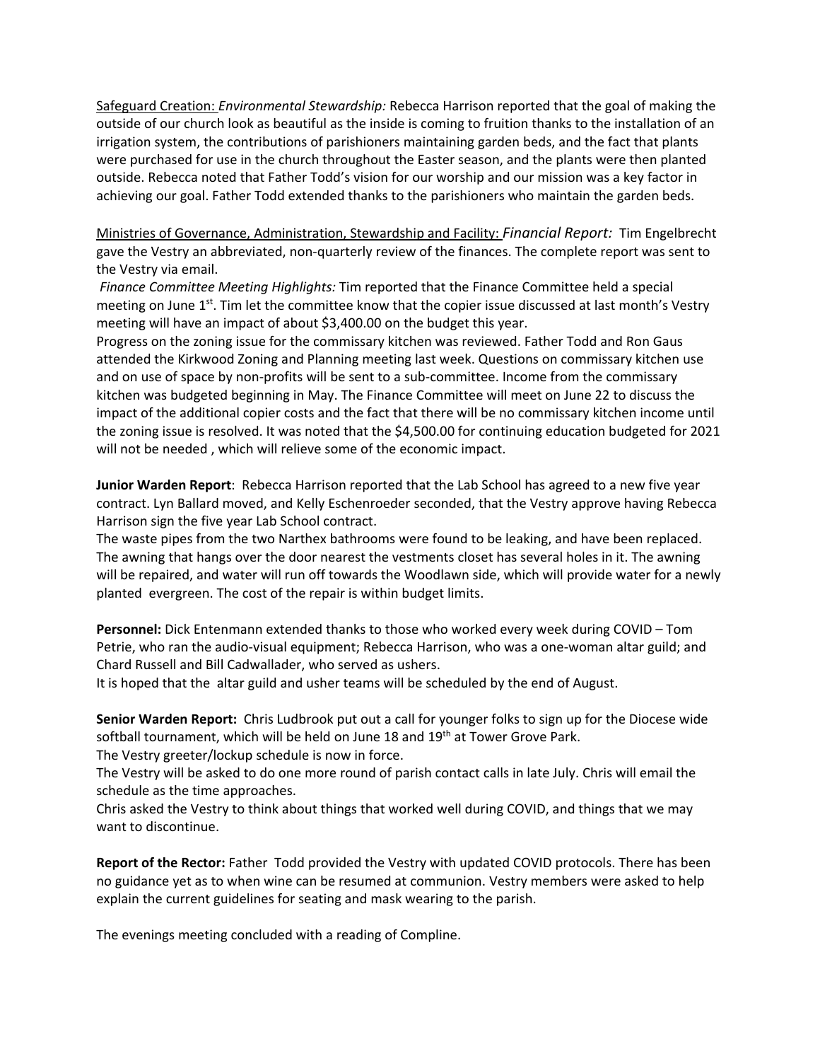Safeguard Creation: *Environmental Stewardship:* Rebecca Harrison reported that the goal of making the outside of our church look as beautiful as the inside is coming to fruition thanks to the installation of an irrigation system, the contributions of parishioners maintaining garden beds, and the fact that plants were purchased for use in the church throughout the Easter season, and the plants were then planted outside. Rebecca noted that Father Todd's vision for our worship and our mission was a key factor in achieving our goal. Father Todd extended thanks to the parishioners who maintain the garden beds.

Ministries of Governance, Administration, Stewardship and Facility: *Financial Report:* Tim Engelbrecht gave the Vestry an abbreviated, non-quarterly review of the finances. The complete report was sent to the Vestry via email.

*Finance Committee Meeting Highlights:* Tim reported that the Finance Committee held a special meeting on June 1st. Tim let the committee know that the copier issue discussed at last month's Vestry meeting will have an impact of about $3,400.00 on the budget this year.

Progress on the zoning issue for the commissary kitchen was reviewed. Father Todd and Ron Gaus attended the Kirkwood Zoning and Planning meeting last week. Questions on commissary kitchen use and on use of space by non-profits will be sent to a sub-committee. Income from the commissary kitchen was budgeted beginning in May. The Finance Committee will meet on June 22 to discuss the impact of the additional copier costs and the fact that there will be no commissary kitchen income until the zoning issue is resolved. It was noted that the $4,500.00 for continuing education budgeted for 2021 will not be needed , which will relieve some of the economic impact.

**Junior Warden Report**: Rebecca Harrison reported that the Lab School has agreed to a new five year contract. Lyn Ballard moved, and Kelly Eschenroeder seconded, that the Vestry approve having Rebecca Harrison sign the five year Lab School contract.

The waste pipes from the two Narthex bathrooms were found to be leaking, and have been replaced. The awning that hangs over the door nearest the vestments closet has several holes in it. The awning will be repaired, and water will run off towards the Woodlawn side, which will provide water for a newly planted evergreen. The cost of the repair is within budget limits.

**Personnel:** Dick Entenmann extended thanks to those who worked every week during COVID – Tom Petrie, who ran the audio-visual equipment; Rebecca Harrison, who was a one-woman altar guild; and Chard Russell and Bill Cadwallader, who served as ushers.

It is hoped that the altar guild and usher teams will be scheduled by the end of August.

**Senior Warden Report:** Chris Ludbrook put out a call for younger folks to sign up for the Diocese wide softball tournament, which will be held on June 18 and 19th at Tower Grove Park.

The Vestry greeter/lockup schedule is now in force.

The Vestry will be asked to do one more round of parish contact calls in late July. Chris will email the schedule as the time approaches.

Chris asked the Vestry to think about things that worked well during COVID, and things that we may want to discontinue.

**Report of the Rector:** Father Todd provided the Vestry with updated COVID protocols. There has been no guidance yet as to when wine can be resumed at communion. Vestry members were asked to help explain the current guidelines for seating and mask wearing to the parish.

The evenings meeting concluded with a reading of Compline.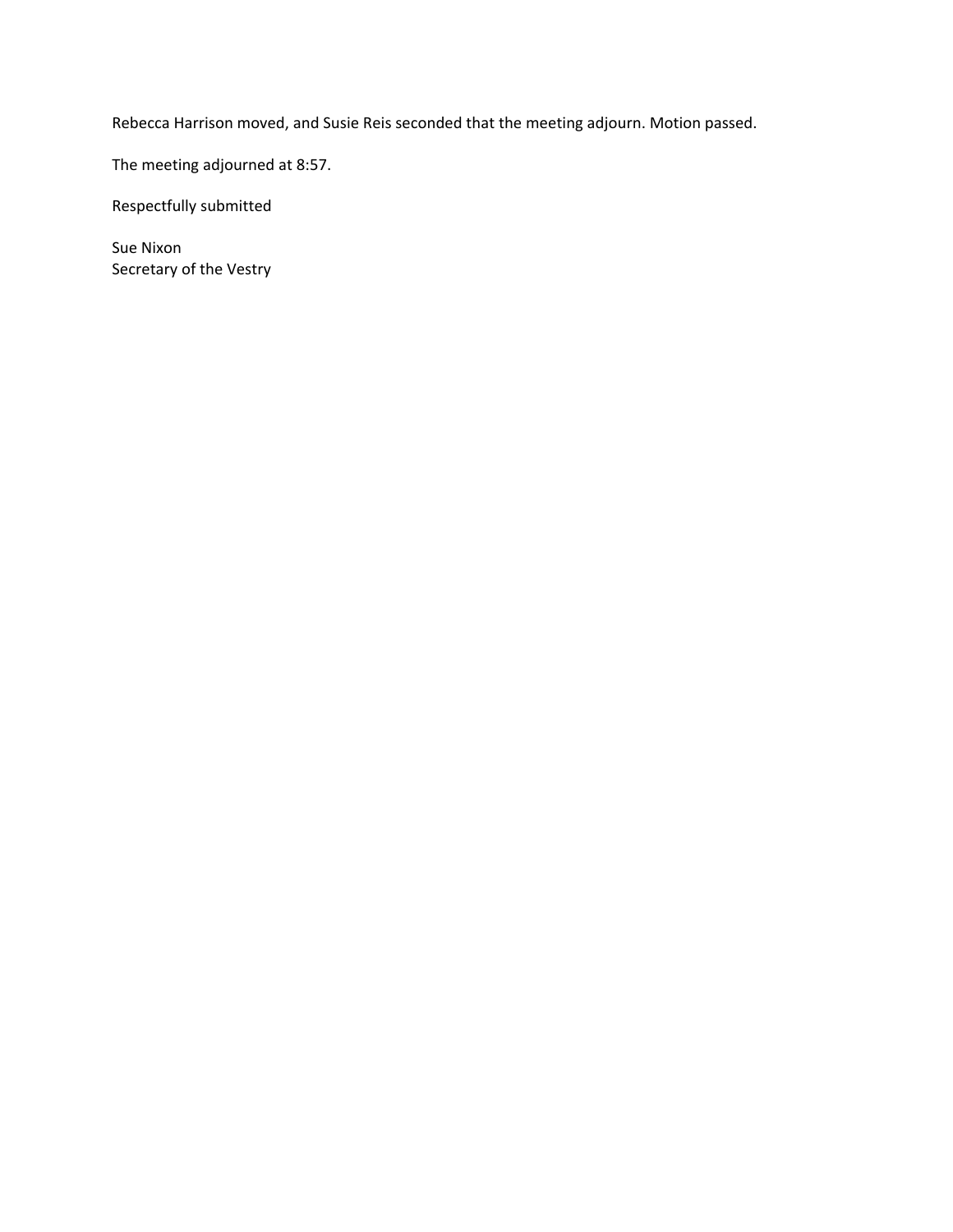Rebecca Harrison moved, and Susie Reis seconded that the meeting adjourn. Motion passed.

The meeting adjourned at 8:57.

Respectfully submitted

Sue Nixon
Secretary of the Vestry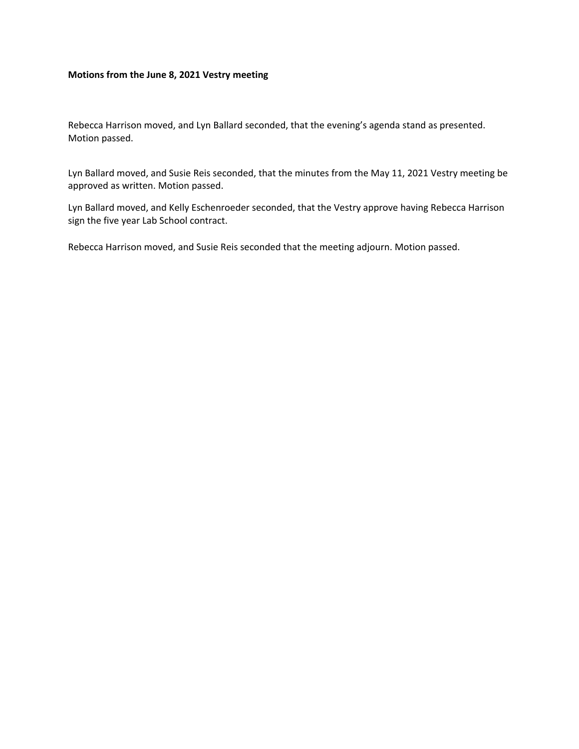**Motions from the June 8, 2021 Vestry meeting**

Rebecca Harrison moved, and Lyn Ballard seconded, that the evening's agenda stand as presented. Motion passed.

Lyn Ballard moved, and Susie Reis seconded, that the minutes from the May 11, 2021 Vestry meeting be approved as written. Motion passed.

Lyn Ballard moved, and Kelly Eschenroeder seconded, that the Vestry approve having Rebecca Harrison sign the five year Lab School contract.

Rebecca Harrison moved, and Susie Reis seconded that the meeting adjourn. Motion passed.